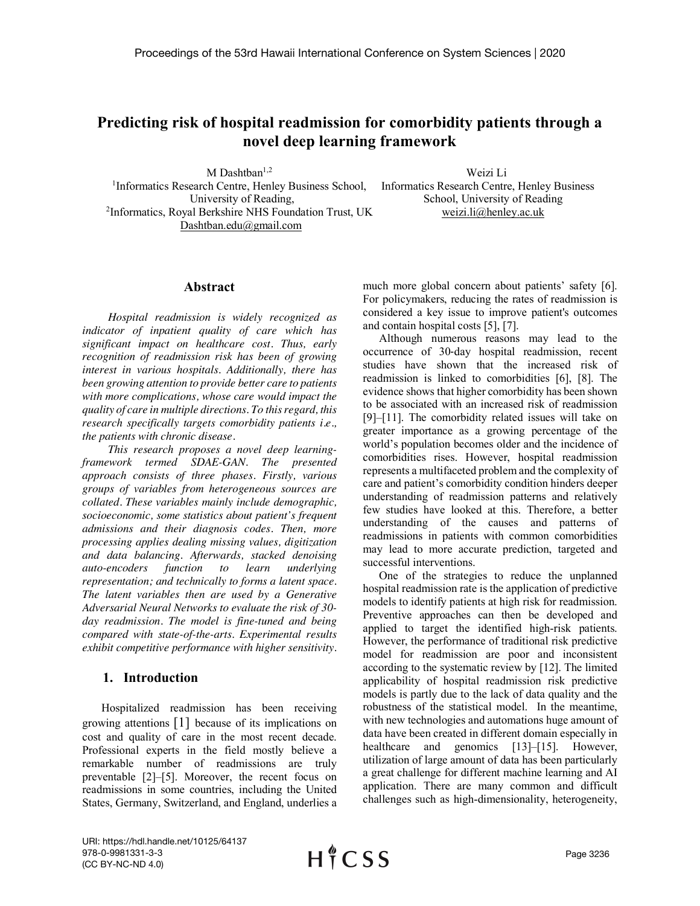# Predicting risk of hospital readmission for comorbidity patients through a novel deep learning framework

M Dashtban[1,2]
[1]Informatics Research Centre, Henley Business School, University of Reading,
[2]Informatics, Royal Berkshire NHS Foundation Trust, UK
Dashtban.edu@gmail.com

Weizi Li
Informatics Research Centre, Henley Business School, University of Reading
weizi.li@henley.ac.uk

## Abstract

*Hospital readmission is widely recognized as indicator of inpatient quality of care which has significant impact on healthcare cost. Thus, early recognition of readmission risk has been of growing interest in various hospitals. Additionally, there has been growing attention to provide better care to patients with more complications, whose care would impact the quality of care in multiple directions. To this regard, this research specifically targets comorbidity patients i.e., the patients with chronic disease.*

*This research proposes a novel deep learning-framework termed SDAE-GAN. The presented approach consists of three phases. Firstly, various groups of variables from heterogeneous sources are collated. These variables mainly include demographic, socioeconomic, some statistics about patient's frequent admissions and their diagnosis codes. Then, more processing applies dealing missing values, digitization and data balancing. Afterwards, stacked denoising auto-encoders function to learn underlying representation; and technically to forms a latent space. The latent variables then are used by a Generative Adversarial Neural Networks to evaluate the risk of 30-day readmission. The model is fine-tuned and being compared with state-of-the-arts. Experimental results exhibit competitive performance with higher sensitivity.*

## 1. Introduction

Hospitalized readmission has been receiving growing attentions [1] because of its implications on cost and quality of care in the most recent decade. Professional experts in the field mostly believe a remarkable number of readmissions are truly preventable [2]–[5]. Moreover, the recent focus on readmissions in some countries, including the United States, Germany, Switzerland, and England, underlies a much more global concern about patients' safety [6]. For policymakers, reducing the rates of readmission is considered a key issue to improve patient's outcomes and contain hospital costs [5], [7].

Although numerous reasons may lead to the occurrence of 30-day hospital readmission, recent studies have shown that the increased risk of readmission is linked to comorbidities [6], [8]. The evidence shows that higher comorbidity has been shown to be associated with an increased risk of readmission [9]–[11]. The comorbidity related issues will take on greater importance as a growing percentage of the world's population becomes older and the incidence of comorbidities rises. However, hospital readmission represents a multifaceted problem and the complexity of care and patient's comorbidity condition hinders deeper understanding of readmission patterns and relatively few studies have looked at this. Therefore, a better understanding of the causes and patterns of readmissions in patients with common comorbidities may lead to more accurate prediction, targeted and successful interventions.

One of the strategies to reduce the unplanned hospital readmission rate is the application of predictive models to identify patients at high risk for readmission. Preventive approaches can then be developed and applied to target the identified high-risk patients. However, the performance of traditional risk predictive model for readmission are poor and inconsistent according to the systematic review by [12]. The limited applicability of hospital readmission risk predictive models is partly due to the lack of data quality and the robustness of the statistical model. In the meantime, with new technologies and automations huge amount of data have been created in different domain especially in healthcare and genomics [13]–[15]. However, utilization of large amount of data has been particularly a great challenge for different machine learning and AI application. There are many common and difficult challenges such as high-dimensionality, heterogeneity,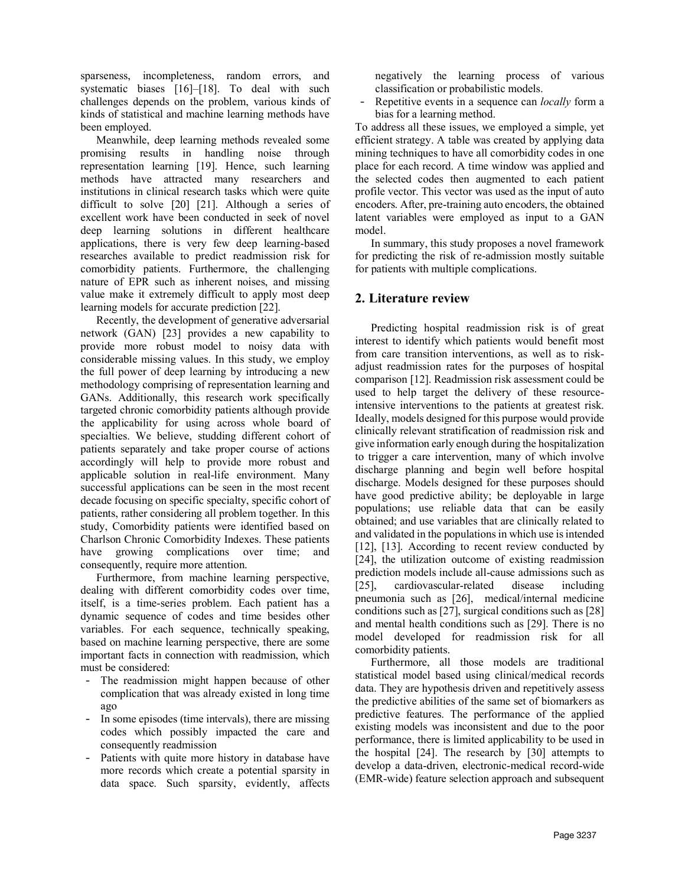sparseness, incompleteness, random errors, and systematic biases [16]–[18]. To deal with such challenges depends on the problem, various kinds of kinds of statistical and machine learning methods have been employed.

Meanwhile, deep learning methods revealed some promising results in handling noise through representation learning [19]. Hence, such learning methods have attracted many researchers and institutions in clinical research tasks which were quite difficult to solve [20] [21]. Although a series of excellent work have been conducted in seek of novel deep learning solutions in different healthcare applications, there is very few deep learning-based researches available to predict readmission risk for comorbidity patients. Furthermore, the challenging nature of EPR such as inherent noises, and missing value make it extremely difficult to apply most deep learning models for accurate prediction [22].

Recently, the development of generative adversarial network (GAN) [23] provides a new capability to provide more robust model to noisy data with considerable missing values. In this study, we employ the full power of deep learning by introducing a new methodology comprising of representation learning and GANs. Additionally, this research work specifically targeted chronic comorbidity patients although provide the applicability for using across whole board of specialties. We believe, studding different cohort of patients separately and take proper course of actions accordingly will help to provide more robust and applicable solution in real-life environment. Many successful applications can be seen in the most recent decade focusing on specific specialty, specific cohort of patients, rather considering all problem together. In this study, Comorbidity patients were identified based on Charlson Chronic Comorbidity Indexes. These patients have growing complications over time; and consequently, require more attention.

Furthermore, from machine learning perspective, dealing with different comorbidity codes over time, itself, is a time-series problem. Each patient has a dynamic sequence of codes and time besides other variables. For each sequence, technically speaking, based on machine learning perspective, there are some important facts in connection with readmission, which must be considered:

- The readmission might happen because of other complication that was already existed in long time ago
- In some episodes (time intervals), there are missing codes which possibly impacted the care and consequently readmission
- Patients with quite more history in database have more records which create a potential sparsity in data space. Such sparsity, evidently, affects negatively the learning process of various classification or probabilistic models.
- Repetitive events in a sequence can *locally* form a bias for a learning method.

To address all these issues, we employed a simple, yet efficient strategy. A table was created by applying data mining techniques to have all comorbidity codes in one place for each record. A time window was applied and the selected codes then augmented to each patient profile vector. This vector was used as the input of auto encoders. After, pre-training auto encoders, the obtained latent variables were employed as input to a GAN model.

In summary, this study proposes a novel framework for predicting the risk of re-admission mostly suitable for patients with multiple complications.

## 2. Literature review

Predicting hospital readmission risk is of great interest to identify which patients would benefit most from care transition interventions, as well as to risk-adjust readmission rates for the purposes of hospital comparison [12]. Readmission risk assessment could be used to help target the delivery of these resource-intensive interventions to the patients at greatest risk. Ideally, models designed for this purpose would provide clinically relevant stratification of readmission risk and give information early enough during the hospitalization to trigger a care intervention, many of which involve discharge planning and begin well before hospital discharge. Models designed for these purposes should have good predictive ability; be deployable in large populations; use reliable data that can be easily obtained; and use variables that are clinically related to and validated in the populations in which use is intended [12], [13]. According to recent review conducted by [24], the utilization outcome of existing readmission prediction models include all-cause admissions such as [25], cardiovascular-related disease including pneumonia such as [26], medical/internal medicine conditions such as [27], surgical conditions such as [28] and mental health conditions such as [29]. There is no model developed for readmission risk for all comorbidity patients.

Furthermore, all those models are traditional statistical model based using clinical/medical records data. They are hypothesis driven and repetitively assess the predictive abilities of the same set of biomarkers as predictive features. The performance of the applied existing models was inconsistent and due to the poor performance, there is limited applicability to be used in the hospital [24]. The research by [30] attempts to develop a data-driven, electronic-medical record-wide (EMR-wide) feature selection approach and subsequent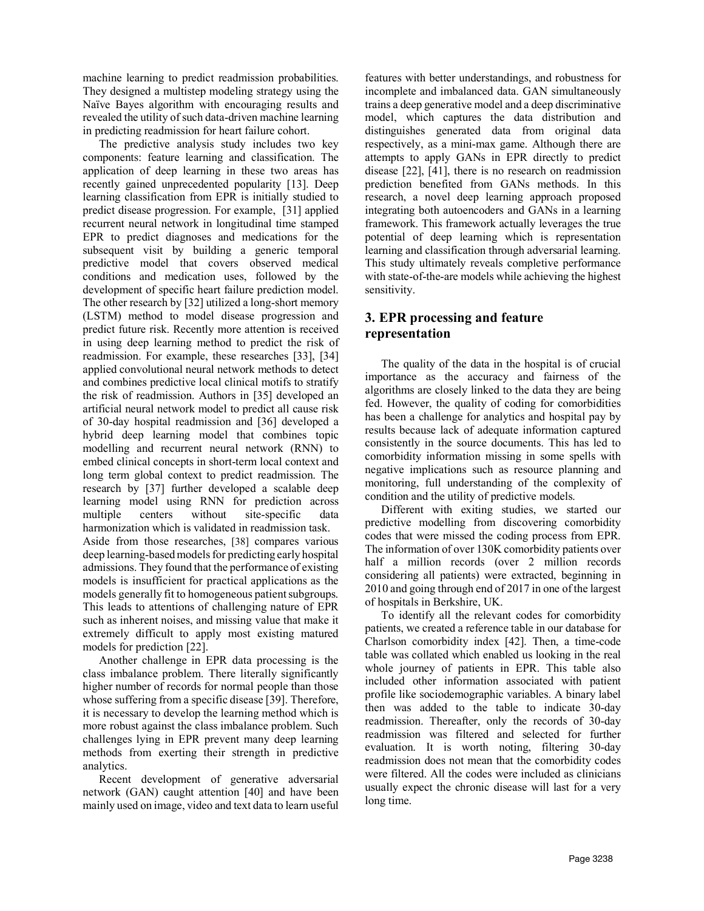machine learning to predict readmission probabilities. They designed a multistep modeling strategy using the Naïve Bayes algorithm with encouraging results and revealed the utility of such data-driven machine learning in predicting readmission for heart failure cohort.

The predictive analysis study includes two key components: feature learning and classification. The application of deep learning in these two areas has recently gained unprecedented popularity [13]. Deep learning classification from EPR is initially studied to predict disease progression. For example, [31] applied recurrent neural network in longitudinal time stamped EPR to predict diagnoses and medications for the subsequent visit by building a generic temporal predictive model that covers observed medical conditions and medication uses, followed by the development of specific heart failure prediction model. The other research by [32] utilized a long-short memory (LSTM) method to model disease progression and predict future risk. Recently more attention is received in using deep learning method to predict the risk of readmission. For example, these researches [33], [34] applied convolutional neural network methods to detect and combines predictive local clinical motifs to stratify the risk of readmission. Authors in [35] developed an artificial neural network model to predict all cause risk of 30-day hospital readmission and [36] developed a hybrid deep learning model that combines topic modelling and recurrent neural network (RNN) to embed clinical concepts in short-term local context and long term global context to predict readmission. The research by [37] further developed a scalable deep learning model using RNN for prediction across multiple centers without site-specific data harmonization which is validated in readmission task. Aside from those researches, [38] compares various deep learning-based models for predicting early hospital admissions. They found that the performance of existing models is insufficient for practical applications as the models generally fit to homogeneous patient subgroups. This leads to attentions of challenging nature of EPR such as inherent noises, and missing value that make it extremely difficult to apply most existing matured models for prediction [22].

Another challenge in EPR data processing is the class imbalance problem. There literally significantly higher number of records for normal people than those whose suffering from a specific disease [39]. Therefore, it is necessary to develop the learning method which is more robust against the class imbalance problem. Such challenges lying in EPR prevent many deep learning methods from exerting their strength in predictive analytics.

Recent development of generative adversarial network (GAN) caught attention [40] and have been mainly used on image, video and text data to learn useful features with better understandings, and robustness for incomplete and imbalanced data. GAN simultaneously trains a deep generative model and a deep discriminative model, which captures the data distribution and distinguishes generated data from original data respectively, as a mini-max game. Although there are attempts to apply GANs in EPR directly to predict disease [22], [41], there is no research on readmission prediction benefited from GANs methods. In this research, a novel deep learning approach proposed integrating both autoencoders and GANs in a learning framework. This framework actually leverages the true potential of deep learning which is representation learning and classification through adversarial learning. This study ultimately reveals completive performance with state-of-the-are models while achieving the highest sensitivity.

## 3. EPR processing and feature representation

The quality of the data in the hospital is of crucial importance as the accuracy and fairness of the algorithms are closely linked to the data they are being fed. However, the quality of coding for comorbidities has been a challenge for analytics and hospital pay by results because lack of adequate information captured consistently in the source documents. This has led to comorbidity information missing in some spells with negative implications such as resource planning and monitoring, full understanding of the complexity of condition and the utility of predictive models.

Different with exiting studies, we started our predictive modelling from discovering comorbidity codes that were missed the coding process from EPR. The information of over 130K comorbidity patients over half a million records (over 2 million records considering all patients) were extracted, beginning in 2010 and going through end of 2017 in one of the largest of hospitals in Berkshire, UK.

To identify all the relevant codes for comorbidity patients, we created a reference table in our database for Charlson comorbidity index [42]. Then, a time-code table was collated which enabled us looking in the real whole journey of patients in EPR. This table also included other information associated with patient profile like sociodemographic variables. A binary label then was added to the table to indicate 30-day readmission. Thereafter, only the records of 30-day readmission was filtered and selected for further evaluation. It is worth noting, filtering 30-day readmission does not mean that the comorbidity codes were filtered. All the codes were included as clinicians usually expect the chronic disease will last for a very long time.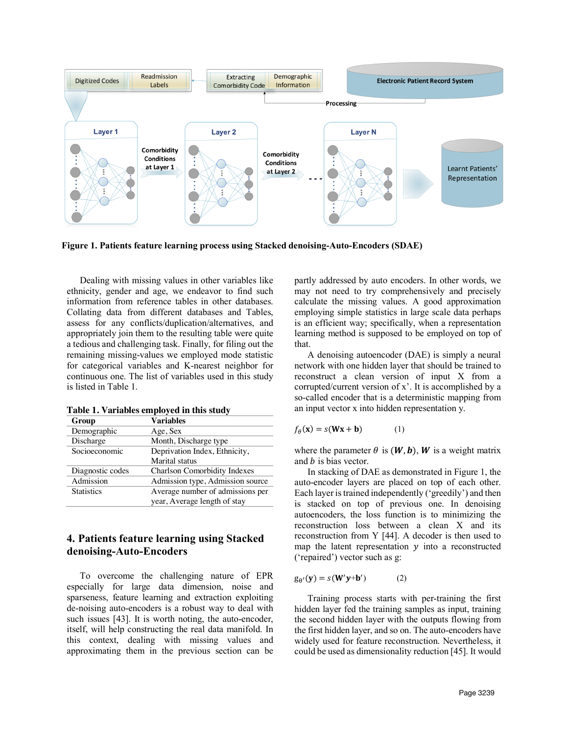**Figure 1. Patients feature learning process using Stacked denoising-Auto-Encoders (SDAE)**

Dealing with missing values in other variables like ethnicity, gender and age, we endeavor to find such information from reference tables in other databases. Collating data from different databases and Tables, assess for any conflicts/duplication/alternatives, and appropriately join them to the resulting table were quite a tedious and challenging task. Finally, for filing out the remaining missing-values we employed mode statistic for categorical variables and K-nearest neighbor for continuous one. The list of variables used in this study is listed in Table 1.

**Table 1. Variables employed in this study**

| Group | Variables |
|---|---|
| Demographic | Age, Sex |
| Discharge | Month, Discharge type |
| Socioeconomic | Deprivation Index, Ethnicity, Marital status |
| Diagnostic codes | Charlson Comorbidity Indexes |
| Admission | Admission type, Admission source |
| Statistics | Average number of admissions per year, Average length of stay |

## 4. Patients feature learning using Stacked denoising-Auto-Encoders

To overcome the challenging nature of EPR especially for large data dimension, noise and sparseness, feature learning and extraction exploiting de-noising auto-encoders is a robust way to deal with such issues [43]. It is worth noting, the auto-encoder, itself, will help constructing the real data manifold. In this context, dealing with missing values and approximating them in the previous section can be partly addressed by auto encoders. In other words, we may not need to try comprehensively and precisely calculate the missing values. A good approximation employing simple statistics in large scale data perhaps is an efficient way; specifically, when a representation learning method is supposed to be employed on top of that.

A denoising autoencoder (DAE) is simply a neural network with one hidden layer that should be trained to reconstruct a clean version of input X from a corrupted/current version of x'. It is accomplished by a so-called encoder that is a deterministic mapping from an input vector x into hidden representation y.

$$f_{\theta}(\mathbf{x}) = s(\mathbf{W}\mathbf{x} + \mathbf{b}) \qquad (1)$$

where the parameter $\theta$ is $(\boldsymbol{W}, \boldsymbol{b})$, $\boldsymbol{W}$ is a weight matrix and $b$ is bias vector.

In stacking of DAE as demonstrated in Figure 1, the auto-encoder layers are placed on top of each other. Each layer is trained independently ('greedily') and then is stacked on top of previous one. In denoising autoencoders, the loss function is to minimizing the reconstruction loss between a clean X and its reconstruction from Y [44]. A decoder is then used to map the latent representation $y$ into a reconstructed ('repaired') vector such as g:

$$g_{\theta'}(\mathbf{y}) = s(\mathbf{W}'\boldsymbol{y} + \mathbf{b}') \qquad (2)$$

Training process starts with per-training the first hidden layer fed the training samples as input, training the second hidden layer with the outputs flowing from the first hidden layer, and so on. The auto-encoders have widely used for feature reconstruction. Nevertheless, it could be used as dimensionality reduction [45]. It would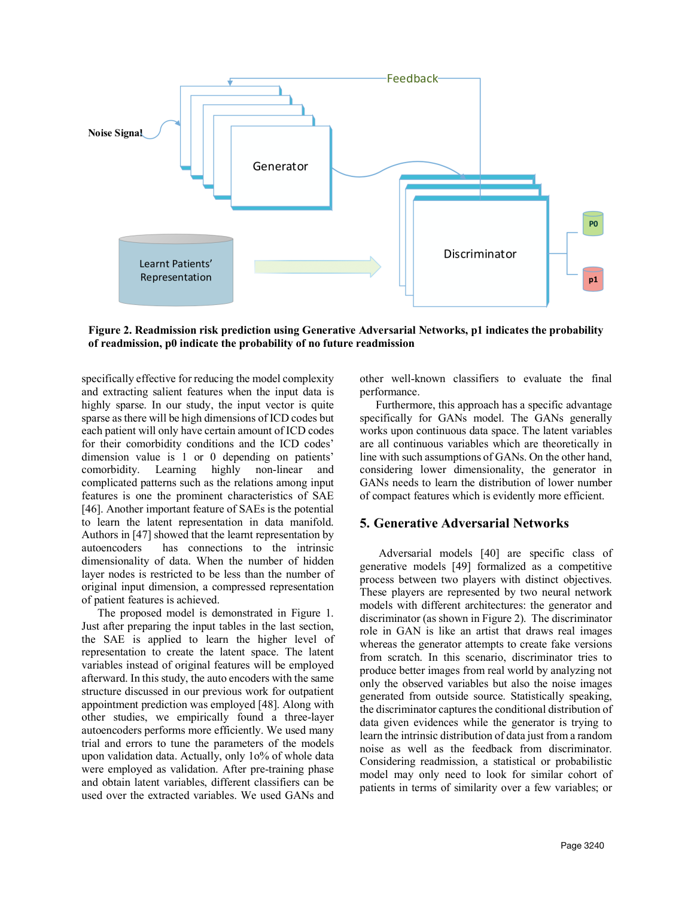Figure 2. Readmission risk prediction using Generative Adversarial Networks, p1 indicates the probability of readmission, p0 indicate the probability of no future readmission

specifically effective for reducing the model complexity and extracting salient features when the input data is highly sparse. In our study, the input vector is quite sparse as there will be high dimensions of ICD codes but each patient will only have certain amount of ICD codes for their comorbidity conditions and the ICD codes' dimension value is 1 or 0 depending on patients' comorbidity. Learning highly non-linear and complicated patterns such as the relations among input features is one the prominent characteristics of SAE [46]. Another important feature of SAEs is the potential to learn the latent representation in data manifold. Authors in [47] showed that the learnt representation by autoencoders has connections to the intrinsic dimensionality of data. When the number of hidden layer nodes is restricted to be less than the number of original input dimension, a compressed representation of patient features is achieved.

The proposed model is demonstrated in Figure 1. Just after preparing the input tables in the last section, the SAE is applied to learn the higher level of representation to create the latent space. The latent variables instead of original features will be employed afterward. In this study, the auto encoders with the same structure discussed in our previous work for outpatient appointment prediction was employed [48]. Along with other studies, we empirically found a three-layer autoencoders performs more efficiently. We used many trial and errors to tune the parameters of the models upon validation data. Actually, only 1o% of whole data were employed as validation. After pre-training phase and obtain latent variables, different classifiers can be used over the extracted variables. We used GANs and other well-known classifiers to evaluate the final performance.

Furthermore, this approach has a specific advantage specifically for GANs model. The GANs generally works upon continuous data space. The latent variables are all continuous variables which are theoretically in line with such assumptions of GANs. On the other hand, considering lower dimensionality, the generator in GANs needs to learn the distribution of lower number of compact features which is evidently more efficient.

## 5. Generative Adversarial Networks

Adversarial models [40] are specific class of generative models [49] formalized as a competitive process between two players with distinct objectives. These players are represented by two neural network models with different architectures: the generator and discriminator (as shown in Figure 2). The discriminator role in GAN is like an artist that draws real images whereas the generator attempts to create fake versions from scratch. In this scenario, discriminator tries to produce better images from real world by analyzing not only the observed variables but also the noise images generated from outside source. Statistically speaking, the discriminator captures the conditional distribution of data given evidences while the generator is trying to learn the intrinsic distribution of data just from a random noise as well as the feedback from discriminator. Considering readmission, a statistical or probabilistic model may only need to look for similar cohort of patients in terms of similarity over a few variables; or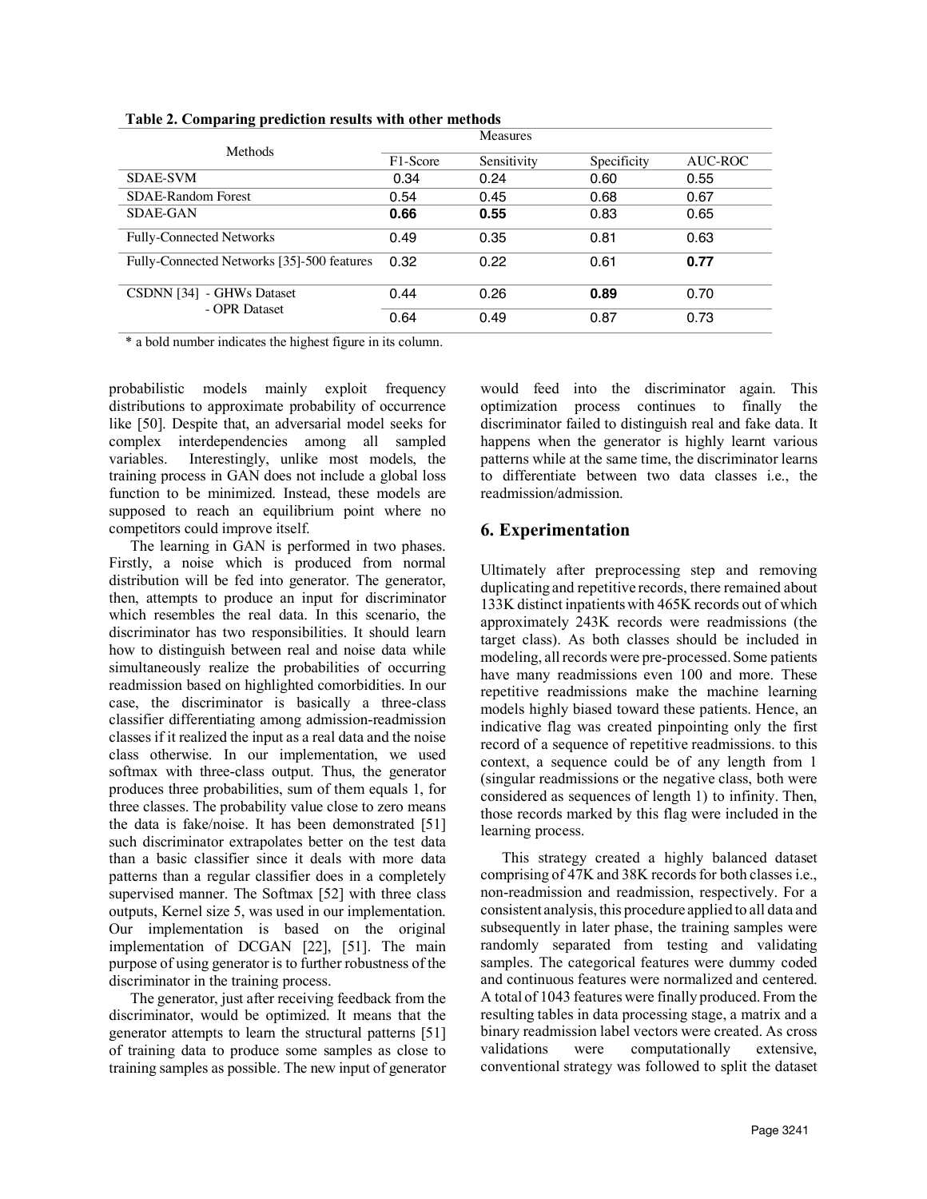**Table 2. Comparing prediction results with other methods**

| Methods | Measures | | | |
|---|---|---|---|---|
| | F1-Score | Sensitivity | Specificity | AUC-ROC |
| SDAE-SVM | 0.34 | 0.24 | 0.60 | 0.55 |
| SDAE-Random Forest | 0.54 | 0.45 | 0.68 | 0.67 |
| SDAE-GAN | **0.66** | **0.55** | 0.83 | 0.65 |
| Fully-Connected Networks | 0.49 | 0.35 | 0.81 | 0.63 |
| Fully-Connected Networks [35]-500 features | 0.32 | 0.22 | 0.61 | **0.77** |
| CSDNN [34] - GHWs Dataset | 0.44 | 0.26 | **0.89** | 0.70 |
| - OPR Dataset | 0.64 | 0.49 | 0.87 | 0.73 |

\* a bold number indicates the highest figure in its column.

probabilistic models mainly exploit frequency distributions to approximate probability of occurrence like [50]. Despite that, an adversarial model seeks for complex interdependencies among all sampled variables. Interestingly, unlike most models, the training process in GAN does not include a global loss function to be minimized. Instead, these models are supposed to reach an equilibrium point where no competitors could improve itself.

The learning in GAN is performed in two phases. Firstly, a noise which is produced from normal distribution will be fed into generator. The generator, then, attempts to produce an input for discriminator which resembles the real data. In this scenario, the discriminator has two responsibilities. It should learn how to distinguish between real and noise data while simultaneously realize the probabilities of occurring readmission based on highlighted comorbidities. In our case, the discriminator is basically a three-class classifier differentiating among admission-readmission classes if it realized the input as a real data and the noise class otherwise. In our implementation, we used softmax with three-class output. Thus, the generator produces three probabilities, sum of them equals 1, for three classes. The probability value close to zero means the data is fake/noise. It has been demonstrated [51] such discriminator extrapolates better on the test data than a basic classifier since it deals with more data patterns than a regular classifier does in a completely supervised manner. The Softmax [52] with three class outputs, Kernel size 5, was used in our implementation. Our implementation is based on the original implementation of DCGAN [22], [51]. The main purpose of using generator is to further robustness of the discriminator in the training process.

The generator, just after receiving feedback from the discriminator, would be optimized. It means that the generator attempts to learn the structural patterns [51] of training data to produce some samples as close to training samples as possible. The new input of generator would feed into the discriminator again. This optimization process continues to finally the discriminator failed to distinguish real and fake data. It happens when the generator is highly learnt various patterns while at the same time, the discriminator learns to differentiate between two data classes i.e., the readmission/admission.

## 6. Experimentation

Ultimately after preprocessing step and removing duplicating and repetitive records, there remained about 133K distinct inpatients with 465K records out of which approximately 243K records were readmissions (the target class). As both classes should be included in modeling, all records were pre-processed. Some patients have many readmissions even 100 and more. These repetitive readmissions make the machine learning models highly biased toward these patients. Hence, an indicative flag was created pinpointing only the first record of a sequence of repetitive readmissions. to this context, a sequence could be of any length from 1 (singular readmissions or the negative class, both were considered as sequences of length 1) to infinity. Then, those records marked by this flag were included in the learning process.

This strategy created a highly balanced dataset comprising of 47K and 38K records for both classes i.e., non-readmission and readmission, respectively. For a consistent analysis, this procedure applied to all data and subsequently in later phase, the training samples were randomly separated from testing and validating samples. The categorical features were dummy coded and continuous features were normalized and centered. A total of 1043 features were finally produced. From the resulting tables in data processing stage, a matrix and a binary readmission label vectors were created. As cross validations were computationally extensive, conventional strategy was followed to split the dataset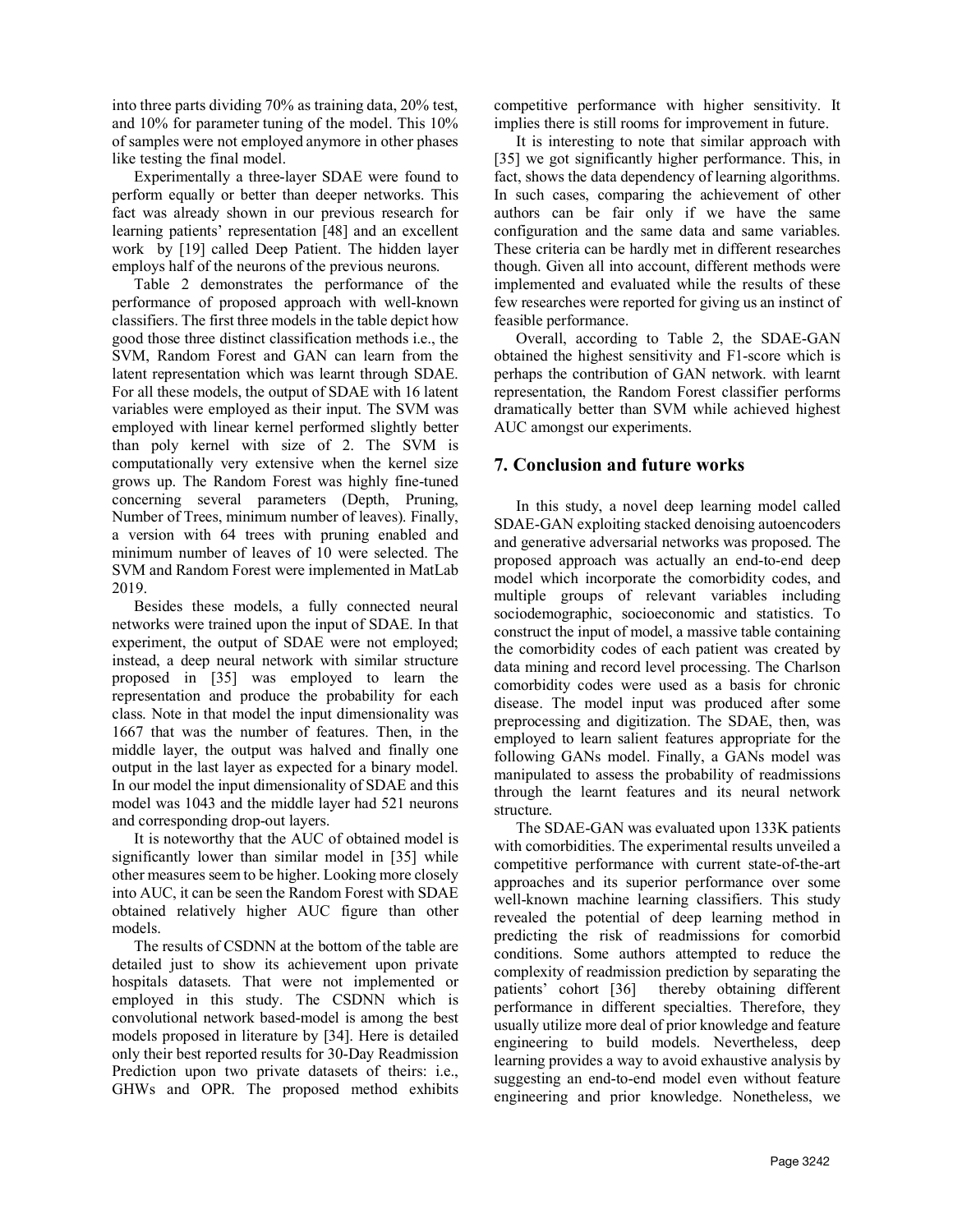into three parts dividing 70% as training data, 20% test, and 10% for parameter tuning of the model. This 10% of samples were not employed anymore in other phases like testing the final model.

Experimentally a three-layer SDAE were found to perform equally or better than deeper networks. This fact was already shown in our previous research for learning patients' representation [48] and an excellent work by [19] called Deep Patient. The hidden layer employs half of the neurons of the previous neurons.

Table 2 demonstrates the performance of the performance of proposed approach with well-known classifiers. The first three models in the table depict how good those three distinct classification methods i.e., the SVM, Random Forest and GAN can learn from the latent representation which was learnt through SDAE. For all these models, the output of SDAE with 16 latent variables were employed as their input. The SVM was employed with linear kernel performed slightly better than poly kernel with size of 2. The SVM is computationally very extensive when the kernel size grows up. The Random Forest was highly fine-tuned concerning several parameters (Depth, Pruning, Number of Trees, minimum number of leaves). Finally, a version with 64 trees with pruning enabled and minimum number of leaves of 10 were selected. The SVM and Random Forest were implemented in MatLab 2019.

Besides these models, a fully connected neural networks were trained upon the input of SDAE. In that experiment, the output of SDAE were not employed; instead, a deep neural network with similar structure proposed in [35] was employed to learn the representation and produce the probability for each class. Note in that model the input dimensionality was 1667 that was the number of features. Then, in the middle layer, the output was halved and finally one output in the last layer as expected for a binary model. In our model the input dimensionality of SDAE and this model was 1043 and the middle layer had 521 neurons and corresponding drop-out layers.

It is noteworthy that the AUC of obtained model is significantly lower than similar model in [35] while other measures seem to be higher. Looking more closely into AUC, it can be seen the Random Forest with SDAE obtained relatively higher AUC figure than other models.

The results of CSDNN at the bottom of the table are detailed just to show its achievement upon private hospitals datasets. That were not implemented or employed in this study. The CSDNN which is convolutional network based-model is among the best models proposed in literature by [34]. Here is detailed only their best reported results for 30-Day Readmission Prediction upon two private datasets of theirs: i.e., GHWs and OPR. The proposed method exhibits competitive performance with higher sensitivity. It implies there is still rooms for improvement in future.

It is interesting to note that similar approach with [35] we got significantly higher performance. This, in fact, shows the data dependency of learning algorithms. In such cases, comparing the achievement of other authors can be fair only if we have the same configuration and the same data and same variables. These criteria can be hardly met in different researches though. Given all into account, different methods were implemented and evaluated while the results of these few researches were reported for giving us an instinct of feasible performance.

Overall, according to Table 2, the SDAE-GAN obtained the highest sensitivity and F1-score which is perhaps the contribution of GAN network. with learnt representation, the Random Forest classifier performs dramatically better than SVM while achieved highest AUC amongst our experiments.

## 7. Conclusion and future works

In this study, a novel deep learning model called SDAE-GAN exploiting stacked denoising autoencoders and generative adversarial networks was proposed. The proposed approach was actually an end-to-end deep model which incorporate the comorbidity codes, and multiple groups of relevant variables including sociodemographic, socioeconomic and statistics. To construct the input of model, a massive table containing the comorbidity codes of each patient was created by data mining and record level processing. The Charlson comorbidity codes were used as a basis for chronic disease. The model input was produced after some preprocessing and digitization. The SDAE, then, was employed to learn salient features appropriate for the following GANs model. Finally, a GANs model was manipulated to assess the probability of readmissions through the learnt features and its neural network structure.

The SDAE-GAN was evaluated upon 133K patients with comorbidities. The experimental results unveiled a competitive performance with current state-of-the-art approaches and its superior performance over some well-known machine learning classifiers. This study revealed the potential of deep learning method in predicting the risk of readmissions for comorbid conditions. Some authors attempted to reduce the complexity of readmission prediction by separating the patients' cohort [36] thereby obtaining different performance in different specialties. Therefore, they usually utilize more deal of prior knowledge and feature engineering to build models. Nevertheless, deep learning provides a way to avoid exhaustive analysis by suggesting an end-to-end model even without feature engineering and prior knowledge. Nonetheless, we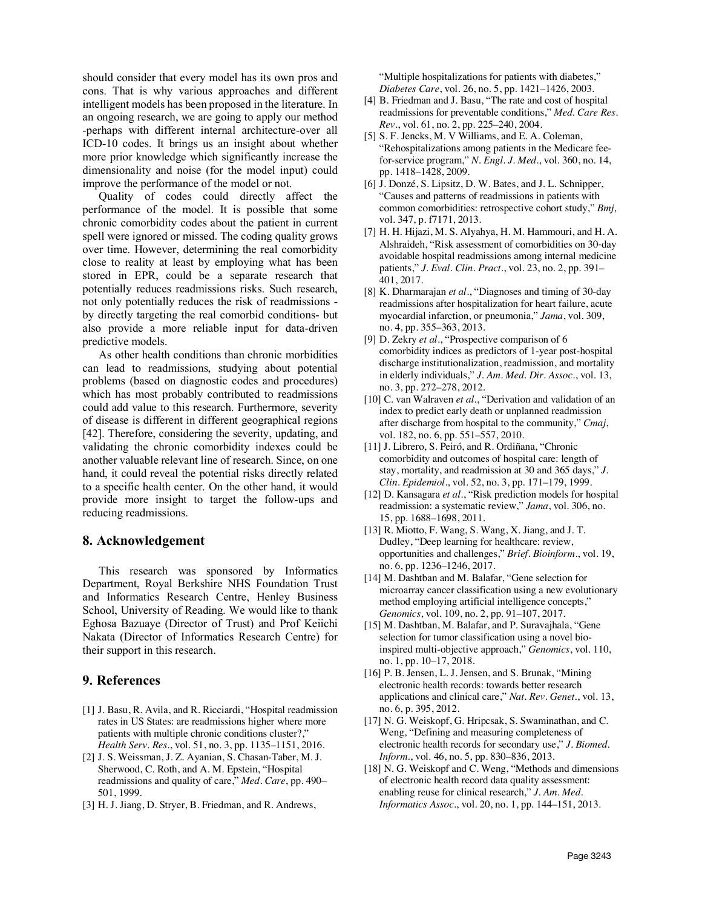should consider that every model has its own pros and cons. That is why various approaches and different intelligent models has been proposed in the literature. In an ongoing research, we are going to apply our method -perhaps with different internal architecture-over all ICD-10 codes. It brings us an insight about whether more prior knowledge which significantly increase the dimensionality and noise (for the model input) could improve the performance of the model or not.

Quality of codes could directly affect the performance of the model. It is possible that some chronic comorbidity codes about the patient in current spell were ignored or missed. The coding quality grows over time. However, determining the real comorbidity close to reality at least by employing what has been stored in EPR, could be a separate research that potentially reduces readmissions risks. Such research, not only potentially reduces the risk of readmissions - by directly targeting the real comorbid conditions- but also provide a more reliable input for data-driven predictive models.

As other health conditions than chronic morbidities can lead to readmissions, studying about potential problems (based on diagnostic codes and procedures) which has most probably contributed to readmissions could add value to this research. Furthermore, severity of disease is different in different geographical regions [42]. Therefore, considering the severity, updating, and validating the chronic comorbidity indexes could be another valuable relevant line of research. Since, on one hand, it could reveal the potential risks directly related to a specific health center. On the other hand, it would provide more insight to target the follow-ups and reducing readmissions.

## 8. Acknowledgement

This research was sponsored by Informatics Department, Royal Berkshire NHS Foundation Trust and Informatics Research Centre, Henley Business School, University of Reading. We would like to thank Eghosa Bazuaye (Director of Trust) and Prof Keiichi Nakata (Director of Informatics Research Centre) for their support in this research.

## 9. References

[1] J. Basu, R. Avila, and R. Ricciardi, "Hospital readmission rates in US States: are readmissions higher where more patients with multiple chronic conditions cluster?," *Health Serv. Res.*, vol. 51, no. 3, pp. 1135–1151, 2016.

[2] J. S. Weissman, J. Z. Ayanian, S. Chasan-Taber, M. J. Sherwood, C. Roth, and A. M. Epstein, "Hospital readmissions and quality of care," *Med. Care*, pp. 490–501, 1999.

[3] H. J. Jiang, D. Stryer, B. Friedman, and R. Andrews, "Multiple hospitalizations for patients with diabetes," *Diabetes Care*, vol. 26, no. 5, pp. 1421–1426, 2003.

[4] B. Friedman and J. Basu, "The rate and cost of hospital readmissions for preventable conditions," *Med. Care Res. Rev.*, vol. 61, no. 2, pp. 225–240, 2004.

[5] S. F. Jencks, M. V Williams, and E. A. Coleman, "Rehospitalizations among patients in the Medicare fee-for-service program," *N. Engl. J. Med.*, vol. 360, no. 14, pp. 1418–1428, 2009.

[6] J. Donzé, S. Lipsitz, D. W. Bates, and J. L. Schnipper, "Causes and patterns of readmissions in patients with common comorbidities: retrospective cohort study," *Bmj*, vol. 347, p. f7171, 2013.

[7] H. H. Hijazi, M. S. Alyahya, H. M. Hammouri, and H. A. Alshraideh, "Risk assessment of comorbidities on 30-day avoidable hospital readmissions among internal medicine patients," *J. Eval. Clin. Pract.*, vol. 23, no. 2, pp. 391–401, 2017.

[8] K. Dharmarajan *et al.*, "Diagnoses and timing of 30-day readmissions after hospitalization for heart failure, acute myocardial infarction, or pneumonia," *Jama*, vol. 309, no. 4, pp. 355–363, 2013.

[9] D. Zekry *et al.*, "Prospective comparison of 6 comorbidity indices as predictors of 1-year post-hospital discharge institutionalization, readmission, and mortality in elderly individuals," *J. Am. Med. Dir. Assoc.*, vol. 13, no. 3, pp. 272–278, 2012.

[10] C. van Walraven *et al.*, "Derivation and validation of an index to predict early death or unplanned readmission after discharge from hospital to the community," *Cmaj*, vol. 182, no. 6, pp. 551–557, 2010.

[11] J. Librero, S. Peiró, and R. Ordiñana, "Chronic comorbidity and outcomes of hospital care: length of stay, mortality, and readmission at 30 and 365 days," *J. Clin. Epidemiol.*, vol. 52, no. 3, pp. 171–179, 1999.

[12] D. Kansagara *et al.*, "Risk prediction models for hospital readmission: a systematic review," *Jama*, vol. 306, no. 15, pp. 1688–1698, 2011.

[13] R. Miotto, F. Wang, S. Wang, X. Jiang, and J. T. Dudley, "Deep learning for healthcare: review, opportunities and challenges," *Brief. Bioinform.*, vol. 19, no. 6, pp. 1236–1246, 2017.

[14] M. Dashtban and M. Balafar, "Gene selection for microarray cancer classification using a new evolutionary method employing artificial intelligence concepts," *Genomics*, vol. 109, no. 2, pp. 91–107, 2017.

[15] M. Dashtban, M. Balafar, and P. Suravajhala, "Gene selection for tumor classification using a novel bio-inspired multi-objective approach," *Genomics*, vol. 110, no. 1, pp. 10–17, 2018.

[16] P. B. Jensen, L. J. Jensen, and S. Brunak, "Mining electronic health records: towards better research applications and clinical care," *Nat. Rev. Genet.*, vol. 13, no. 6, p. 395, 2012.

[17] N. G. Weiskopf, G. Hripcsak, S. Swaminathan, and C. Weng, "Defining and measuring completeness of electronic health records for secondary use," *J. Biomed. Inform.*, vol. 46, no. 5, pp. 830–836, 2013.

[18] N. G. Weiskopf and C. Weng, "Methods and dimensions of electronic health record data quality assessment: enabling reuse for clinical research," *J. Am. Med. Informatics Assoc.*, vol. 20, no. 1, pp. 144–151, 2013.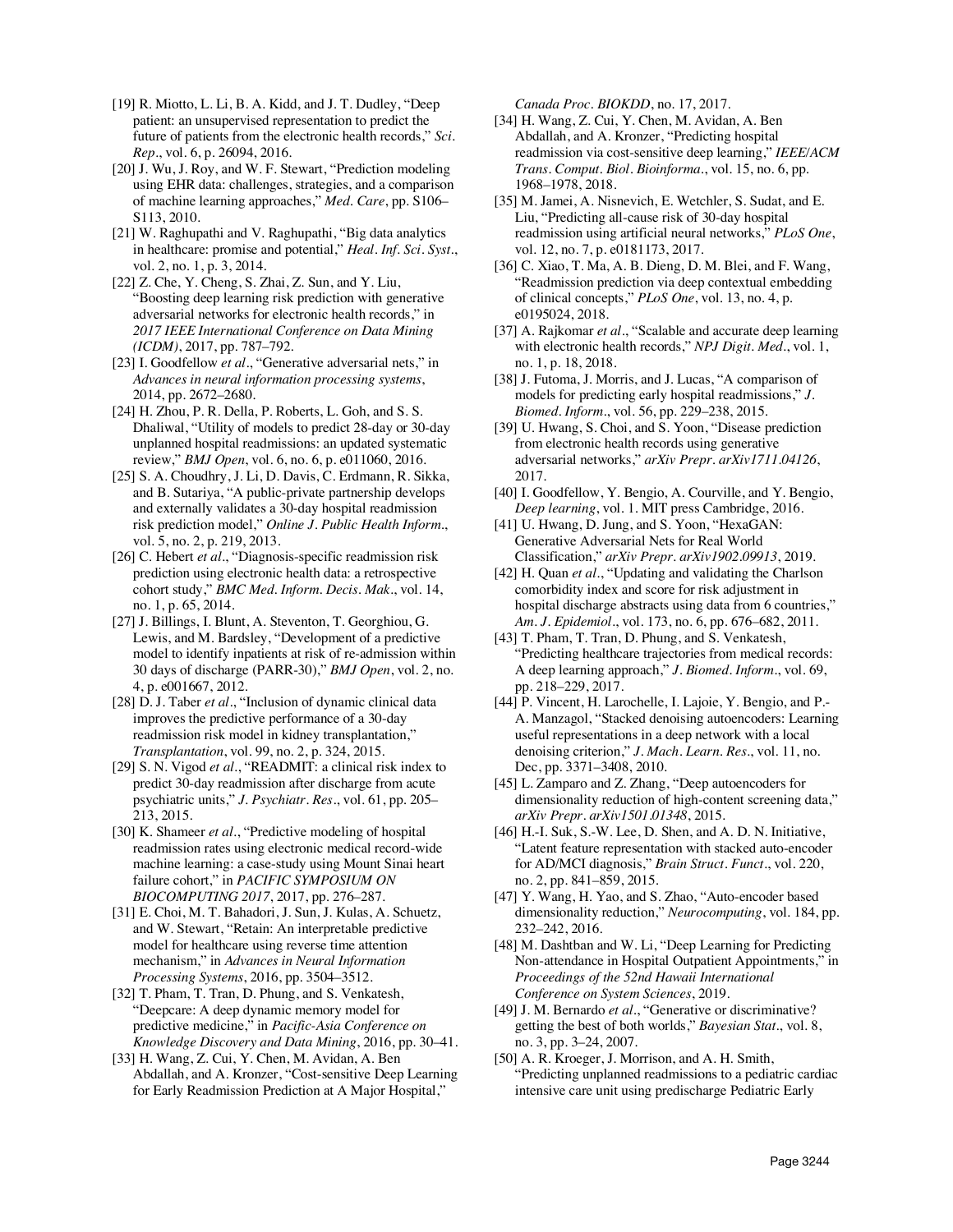[19] R. Miotto, L. Li, B. A. Kidd, and J. T. Dudley, "Deep patient: an unsupervised representation to predict the future of patients from the electronic health records," *Sci. Rep.*, vol. 6, p. 26094, 2016.

[20] J. Wu, J. Roy, and W. F. Stewart, "Prediction modeling using EHR data: challenges, strategies, and a comparison of machine learning approaches," *Med. Care*, pp. S106–S113, 2010.

[21] W. Raghupathi and V. Raghupathi, "Big data analytics in healthcare: promise and potential," *Heal. Inf. Sci. Syst.*, vol. 2, no. 1, p. 3, 2014.

[22] Z. Che, Y. Cheng, S. Zhai, Z. Sun, and Y. Liu, "Boosting deep learning risk prediction with generative adversarial networks for electronic health records," in *2017 IEEE International Conference on Data Mining (ICDM)*, 2017, pp. 787–792.

[23] I. Goodfellow *et al.*, "Generative adversarial nets," in *Advances in neural information processing systems*, 2014, pp. 2672–2680.

[24] H. Zhou, P. R. Della, P. Roberts, L. Goh, and S. S. Dhaliwal, "Utility of models to predict 28-day or 30-day unplanned hospital readmissions: an updated systematic review," *BMJ Open*, vol. 6, no. 6, p. e011060, 2016.

[25] S. A. Choudhry, J. Li, D. Davis, C. Erdmann, R. Sikka, and B. Sutariya, "A public-private partnership develops and externally validates a 30-day hospital readmission risk prediction model," *Online J. Public Health Inform.*, vol. 5, no. 2, p. 219, 2013.

[26] C. Hebert *et al.*, "Diagnosis-specific readmission risk prediction using electronic health data: a retrospective cohort study," *BMC Med. Inform. Decis. Mak.*, vol. 14, no. 1, p. 65, 2014.

[27] J. Billings, I. Blunt, A. Steventon, T. Georghiou, G. Lewis, and M. Bardsley, "Development of a predictive model to identify inpatients at risk of re-admission within 30 days of discharge (PARR-30)," *BMJ Open*, vol. 2, no. 4, p. e001667, 2012.

[28] D. J. Taber *et al.*, "Inclusion of dynamic clinical data improves the predictive performance of a 30-day readmission risk model in kidney transplantation," *Transplantation*, vol. 99, no. 2, p. 324, 2015.

[29] S. N. Vigod *et al.*, "READMIT: a clinical risk index to predict 30-day readmission after discharge from acute psychiatric units," *J. Psychiatr. Res.*, vol. 61, pp. 205–213, 2015.

[30] K. Shameer *et al.*, "Predictive modeling of hospital readmission rates using electronic medical record-wide machine learning: a case-study using Mount Sinai heart failure cohort," in *PACIFIC SYMPOSIUM ON BIOCOMPUTING 2017*, 2017, pp. 276–287.

[31] E. Choi, M. T. Bahadori, J. Sun, J. Kulas, A. Schuetz, and W. Stewart, "Retain: An interpretable predictive model for healthcare using reverse time attention mechanism," in *Advances in Neural Information Processing Systems*, 2016, pp. 3504–3512.

[32] T. Pham, T. Tran, D. Phung, and S. Venkatesh, "Deepcare: A deep dynamic memory model for predictive medicine," in *Pacific-Asia Conference on Knowledge Discovery and Data Mining*, 2016, pp. 30–41.

[33] H. Wang, Z. Cui, Y. Chen, M. Avidan, A. Ben Abdallah, and A. Kronzer, "Cost-sensitive Deep Learning for Early Readmission Prediction at A Major Hospital," *Canada Proc. BIOKDD*, no. 17, 2017.

[34] H. Wang, Z. Cui, Y. Chen, M. Avidan, A. Ben Abdallah, and A. Kronzer, "Predicting hospital readmission via cost-sensitive deep learning," *IEEE/ACM Trans. Comput. Biol. Bioinforma.*, vol. 15, no. 6, pp. 1968–1978, 2018.

[35] M. Jamei, A. Nisnevich, E. Wetchler, S. Sudat, and E. Liu, "Predicting all-cause risk of 30-day hospital readmission using artificial neural networks," *PLoS One*, vol. 12, no. 7, p. e0181173, 2017.

[36] C. Xiao, T. Ma, A. B. Dieng, D. M. Blei, and F. Wang, "Readmission prediction via deep contextual embedding of clinical concepts," *PLoS One*, vol. 13, no. 4, p. e0195024, 2018.

[37] A. Rajkomar *et al.*, "Scalable and accurate deep learning with electronic health records," *NPJ Digit. Med.*, vol. 1, no. 1, p. 18, 2018.

[38] J. Futoma, J. Morris, and J. Lucas, "A comparison of models for predicting early hospital readmissions," *J. Biomed. Inform.*, vol. 56, pp. 229–238, 2015.

[39] U. Hwang, S. Choi, and S. Yoon, "Disease prediction from electronic health records using generative adversarial networks," *arXiv Prepr. arXiv1711.04126*, 2017.

[40] I. Goodfellow, Y. Bengio, A. Courville, and Y. Bengio, *Deep learning*, vol. 1. MIT press Cambridge, 2016.

[41] U. Hwang, D. Jung, and S. Yoon, "HexaGAN: Generative Adversarial Nets for Real World Classification," *arXiv Prepr. arXiv1902.09913*, 2019.

[42] H. Quan *et al.*, "Updating and validating the Charlson comorbidity index and score for risk adjustment in hospital discharge abstracts using data from 6 countries," *Am. J. Epidemiol.*, vol. 173, no. 6, pp. 676–682, 2011.

[43] T. Pham, T. Tran, D. Phung, and S. Venkatesh, "Predicting healthcare trajectories from medical records: A deep learning approach," *J. Biomed. Inform.*, vol. 69, pp. 218–229, 2017.

[44] P. Vincent, H. Larochelle, I. Lajoie, Y. Bengio, and P.-A. Manzagol, "Stacked denoising autoencoders: Learning useful representations in a deep network with a local denoising criterion," *J. Mach. Learn. Res.*, vol. 11, no. Dec, pp. 3371–3408, 2010.

[45] L. Zamparo and Z. Zhang, "Deep autoencoders for dimensionality reduction of high-content screening data," *arXiv Prepr. arXiv1501.01348*, 2015.

[46] H.-I. Suk, S.-W. Lee, D. Shen, and A. D. N. Initiative, "Latent feature representation with stacked auto-encoder for AD/MCI diagnosis," *Brain Struct. Funct.*, vol. 220, no. 2, pp. 841–859, 2015.

[47] Y. Wang, H. Yao, and S. Zhao, "Auto-encoder based dimensionality reduction," *Neurocomputing*, vol. 184, pp. 232–242, 2016.

[48] M. Dashtban and W. Li, "Deep Learning for Predicting Non-attendance in Hospital Outpatient Appointments," in *Proceedings of the 52nd Hawaii International Conference on System Sciences*, 2019.

[49] J. M. Bernardo *et al.*, "Generative or discriminative? getting the best of both worlds," *Bayesian Stat.*, vol. 8, no. 3, pp. 3–24, 2007.

[50] A. R. Kroeger, J. Morrison, and A. H. Smith, "Predicting unplanned readmissions to a pediatric cardiac intensive care unit using predischarge Pediatric Early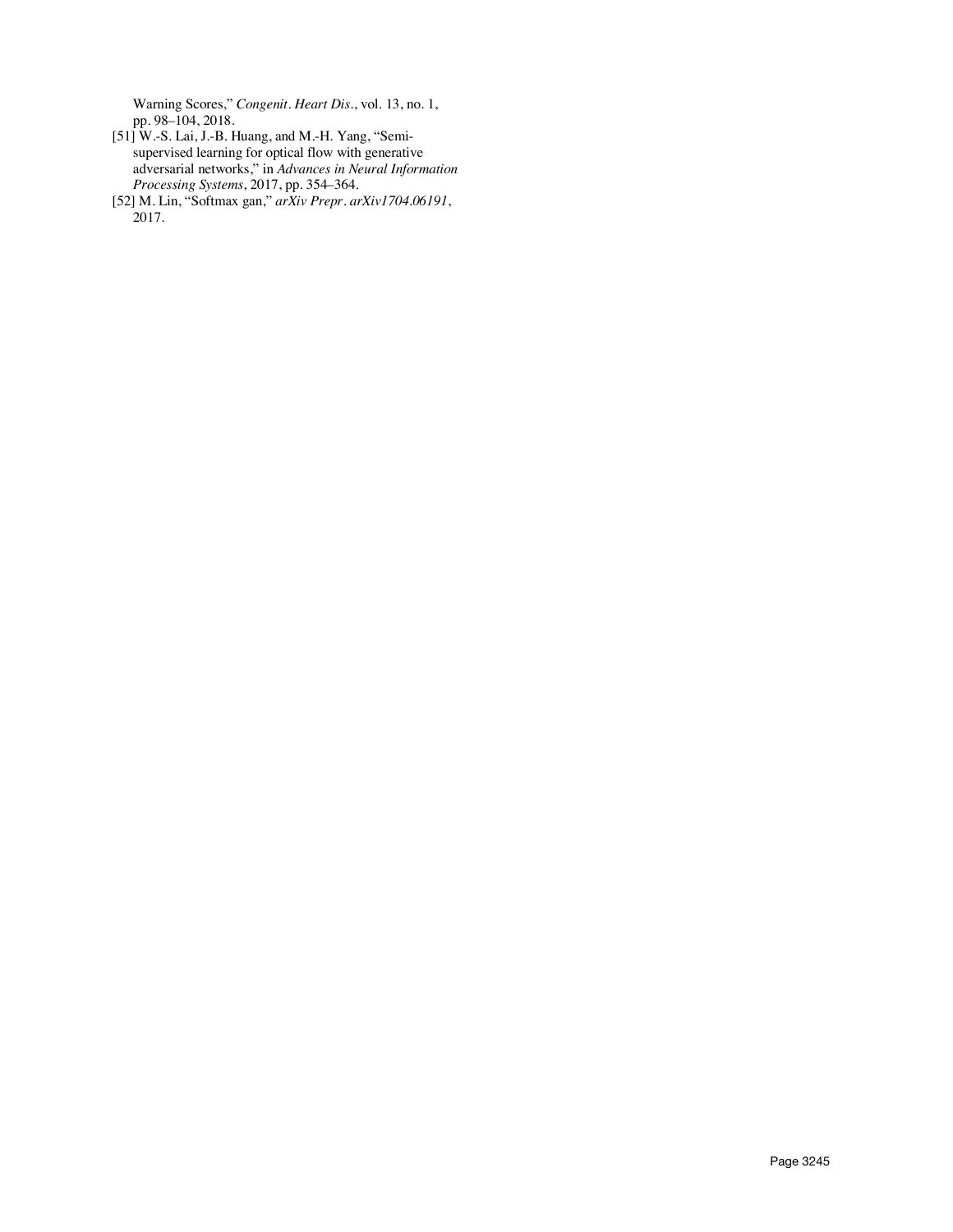Warning Scores," *Congenit. Heart Dis.*, vol. 13, no. 1, pp. 98–104, 2018.

[51] W.-S. Lai, J.-B. Huang, and M.-H. Yang, "Semi-supervised learning for optical flow with generative adversarial networks," in *Advances in Neural Information Processing Systems*, 2017, pp. 354–364.

[52] M. Lin, "Softmax gan," *arXiv Prepr. arXiv1704.06191*, 2017.